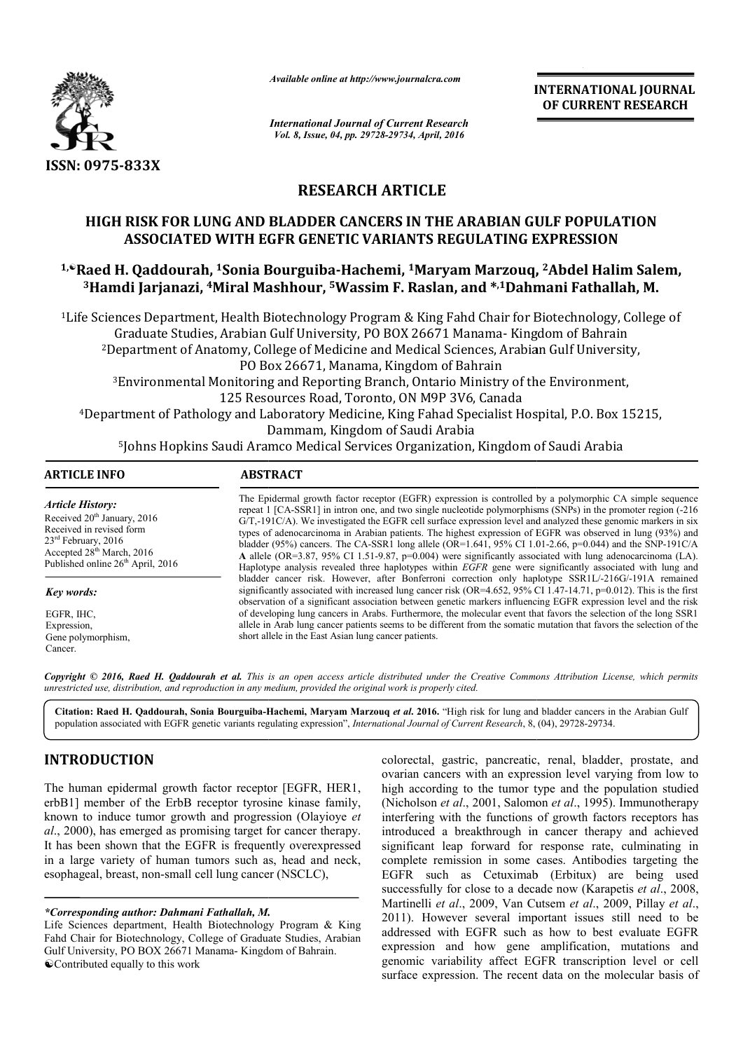*Available online at http://www.journalcra.com*

*International Journal of Current Research*

**INTERNATIONAL JOURNAL OF CURRENT RESEARCH**

ISSN: 0975-833X

# RESEARCH ARTICLE

## HIGH RISK FOR LUNG AND BLADDER CANCERS IN THE ARABIAN GULF POPULATION ASSOCIATED WITH EGFR GENETIC VARIANTS REGULATING EXPRESSION

**[1,☯]Raed H. Qaddourah, [1]Sonia Bourguiba-Hachemi, [1]Maryam Marzouq, [2]Abdel Halim Salem, [3]Hamdi Jarjanazi, [4]Miral Mashhour, [5]Wassim F. Raslan, and *,[1]Dahmani Fathallah, M.**

[1]Life Sciences Department, Health Biotechnology Program & King Fahd Chair for Biotechnology, College of Graduate Studies, Arabian Gulf University, PO BOX 26671 Manama- Kingdom of Bahrain

[2]Department of Anatomy, College of Medicine and Medical Sciences, Arabian Gulf University, PO Box 26671, Manama, Kingdom of Bahrain

[3]Environmental Monitoring and Reporting Branch, Ontario Ministry of the Environment, 125 Resources Road, Toronto, ON M9P 3V6, Canada

[4]Department of Pathology and Laboratory Medicine, King Fahad Specialist Hospital, P.O. Box 15215, Dammam, Kingdom of Saudi Arabia

[5]Johns Hopkins Saudi Aramco Medical Services Organization, Kingdom of Saudi Arabia

### ARTICLE INFO

*Article History:*

Received 20th January, 2016
Received in revised form 23rd February, 2016
Accepted 28th March, 2016
Published online 26th April, 2016

*Key words:*

EGFR, IHC, Expression, Gene polymorphism, Cancer.

### ABSTRACT

The Epidermal growth factor receptor (EGFR) expression is controlled by a polymorphic CA simple sequence repeat 1 [CA-SSR1] in intron one, and two single nucleotide polymorphisms (SNPs) in the promoter region (-216 G/T,-191C/A). We investigated the EGFR cell surface expression level and analyzed these genomic markers in six types of adenocarcinoma in Arabian patients. The highest expression of EGFR was observed in lung (93%) and bladder (95%) cancers. The CA-SSR1 long allele (OR=1.641, 95% CI 1.01-2.66, p=0.044) and the SNP-191C/A **A** allele (OR=3.87, 95% CI 1.51-9.87, p=0.004) were significantly associated with lung adenocarcinoma (LA). Haplotype analysis revealed three haplotypes within *EGFR* gene were significantly associated with lung and bladder cancer risk. However, after Bonferroni correction only haplotype SSR1L/-216G/-191A remained significantly associated with increased lung cancer risk (OR=4.652, 95% CI 1.47-14.71, p=0.012). This is the first observation of a significant association between genetic markers influencing EGFR expression level and the risk of developing lung cancers in Arabs. Furthermore, the molecular event that favors the selection of the long SSR1 allele in Arab lung cancer patients seems to be different from the somatic mutation that favors the selection of the short allele in the East Asian lung cancer patients.

*Copyright © 2016, Raed H. Qaddourah et al. This is an open access article distributed under the Creative Commons Attribution License, which permits unrestricted use, distribution, and reproduction in any medium, provided the original work is properly cited.*

**Citation: Raed H. Qaddourah, Sonia Bourguiba-Hachemi, Maryam Marzouq *et al*. 2016.** "High risk for lung and bladder cancers in the Arabian Gulf population associated with EGFR genetic variants regulating expression", *International Journal of Current Research*, 8, (04), 29728-29734.

## INTRODUCTION

The human epidermal growth factor receptor [EGFR, HER1, erbB1] member of the ErbB receptor tyrosine kinase family, known to induce tumor growth and progression (Olayioye *et al*., 2000), has emerged as promising target for cancer therapy. It has been shown that the EGFR is frequently overexpressed in a large variety of human tumors such as, head and neck, esophageal, breast, non-small cell lung cancer (NSCLC), colorectal, gastric, pancreatic, renal, bladder, prostate, and ovarian cancers with an expression level varying from low to high according to the tumor type and the population studied (Nicholson *et al*., 2001, Salomon *et al*., 1995). Immunotherapy interfering with the functions of growth factors receptors has introduced a breakthrough in cancer therapy and achieved significant leap forward for response rate, culminating in complete remission in some cases. Antibodies targeting the EGFR such as Cetuximab (Erbitux) are being used successfully for close to a decade now (Karapetis *et al*., 2008, Martinelli *et al*., 2009, Van Cutsem *et al*., 2009, Pillay *et al*., 2011). However several important issues still need to be addressed with EGFR such as how to best evaluate EGFR expression and how gene amplification, mutations and genomic variability affect EGFR transcription level or cell surface expression. The recent data on the molecular basis of

---

**\*Corresponding author: Dahmani Fathallah, M.**
Life Sciences department, Health Biotechnology Program & King Fahd Chair for Biotechnology, College of Graduate Studies, Arabian Gulf University, PO BOX 26671 Manama- Kingdom of Bahrain.
☯Contributed equally to this work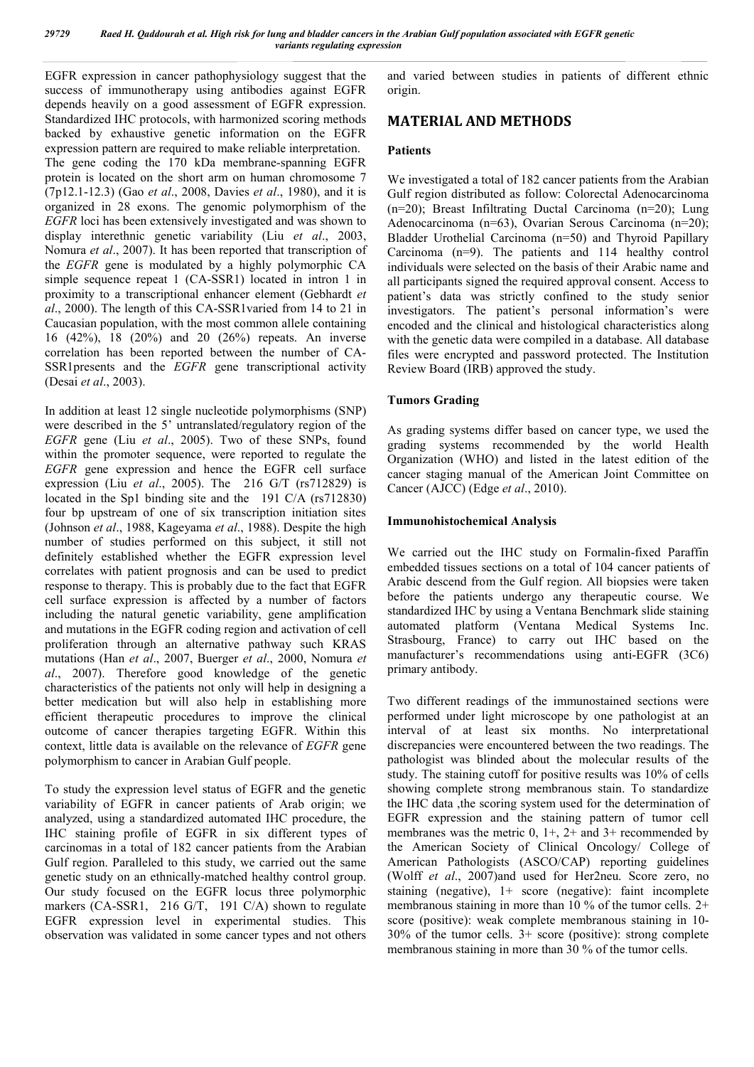EGFR expression in cancer pathophysiology suggest that the success of immunotherapy using antibodies against EGFR depends heavily on a good assessment of EGFR expression. Standardized IHC protocols, with harmonized scoring methods backed by exhaustive genetic information on the EGFR expression pattern are required to make reliable interpretation. The gene coding the 170 kDa membrane-spanning EGFR protein is located on the short arm on human chromosome 7 (7p12.1-12.3) (Gao *et al*., 2008, Davies *et al*., 1980), and it is organized in 28 exons. The genomic polymorphism of the *EGFR* loci has been extensively investigated and was shown to display interethnic genetic variability (Liu *et al*., 2003, Nomura *et al*., 2007). It has been reported that transcription of the *EGFR* gene is modulated by a highly polymorphic CA simple sequence repeat 1 (CA-SSR1) located in intron 1 in proximity to a transcriptional enhancer element (Gebhardt *et al*., 2000). The length of this CA-SSR1varied from 14 to 21 in Caucasian population, with the most common allele containing 16 (42%), 18 (20%) and 20 (26%) repeats. An inverse correlation has been reported between the number of CA-SSR1presents and the *EGFR* gene transcriptional activity (Desai *et al*., 2003).

In addition at least 12 single nucleotide polymorphisms (SNP) were described in the 5' untranslated/regulatory region of the *EGFR* gene (Liu *et al*., 2005). Two of these SNPs, found within the promoter sequence, were reported to regulate the *EGFR* gene expression and hence the EGFR cell surface expression (Liu *et al*., 2005). The 216 G/T (rs712829) is located in the Sp1 binding site and the 191 C/A (rs712830) four bp upstream of one of six transcription initiation sites (Johnson *et al*., 1988, Kageyama *et al*., 1988). Despite the high number of studies performed on this subject, it still not definitely established whether the EGFR expression level correlates with patient prognosis and can be used to predict response to therapy. This is probably due to the fact that EGFR cell surface expression is affected by a number of factors including the natural genetic variability, gene amplification and mutations in the EGFR coding region and activation of cell proliferation through an alternative pathway such KRAS mutations (Han *et al*., 2007, Buerger *et al*., 2000, Nomura *et al*., 2007). Therefore good knowledge of the genetic characteristics of the patients not only will help in designing a better medication but will also help in establishing more efficient therapeutic procedures to improve the clinical outcome of cancer therapies targeting EGFR. Within this context, little data is available on the relevance of *EGFR* gene polymorphism to cancer in Arabian Gulf people.

To study the expression level status of EGFR and the genetic variability of EGFR in cancer patients of Arab origin; we analyzed, using a standardized automated IHC procedure, the IHC staining profile of EGFR in six different types of carcinomas in a total of 182 cancer patients from the Arabian Gulf region. Paralleled to this study, we carried out the same genetic study on an ethnically-matched healthy control group. Our study focused on the EGFR locus three polymorphic markers (CA-SSR1, 216 G/T, 191 C/A) shown to regulate EGFR expression level in experimental studies. This observation was validated in some cancer types and not others and varied between studies in patients of different ethnic origin.

## MATERIAL AND METHODS

### Patients

We investigated a total of 182 cancer patients from the Arabian Gulf region distributed as follow: Colorectal Adenocarcinoma (n=20); Breast Infiltrating Ductal Carcinoma (n=20); Lung Adenocarcinoma (n=63), Ovarian Serous Carcinoma (n=20); Bladder Urothelial Carcinoma (n=50) and Thyroid Papillary Carcinoma (n=9). The patients and 114 healthy control individuals were selected on the basis of their Arabic name and all participants signed the required approval consent. Access to patient's data was strictly confined to the study senior investigators. The patient's personal information's were encoded and the clinical and histological characteristics along with the genetic data were compiled in a database. All database files were encrypted and password protected. The Institution Review Board (IRB) approved the study.

### Tumors Grading

As grading systems differ based on cancer type, we used the grading systems recommended by the world Health Organization (WHO) and listed in the latest edition of the cancer staging manual of the American Joint Committee on Cancer (AJCC) (Edge *et al*., 2010).

### Immunohistochemical Analysis

We carried out the IHC study on Formalin-fixed Paraffin embedded tissues sections on a total of 104 cancer patients of Arabic descend from the Gulf region. All biopsies were taken before the patients undergo any therapeutic course. We standardized IHC by using a Ventana Benchmark slide staining automated platform (Ventana Medical Systems Inc. Strasbourg, France) to carry out IHC based on the manufacturer's recommendations using anti-EGFR (3C6) primary antibody.

Two different readings of the immunostained sections were performed under light microscope by one pathologist at an interval of at least six months. No interpretational discrepancies were encountered between the two readings. The pathologist was blinded about the molecular results of the study. The staining cutoff for positive results was 10% of cells showing complete strong membranous stain. To standardize the IHC data ,the scoring system used for the determination of EGFR expression and the staining pattern of tumor cell membranes was the metric 0, 1+, 2+ and 3+ recommended by the American Society of Clinical Oncology/ College of American Pathologists (ASCO/CAP) reporting guidelines (Wolff *et al*., 2007)and used for Her2neu. Score zero, no staining (negative), 1+ score (negative): faint incomplete membranous staining in more than 10 % of the tumor cells. 2+ score (positive): weak complete membranous staining in 10-30% of the tumor cells. 3+ score (positive): strong complete membranous staining in more than 30 % of the tumor cells.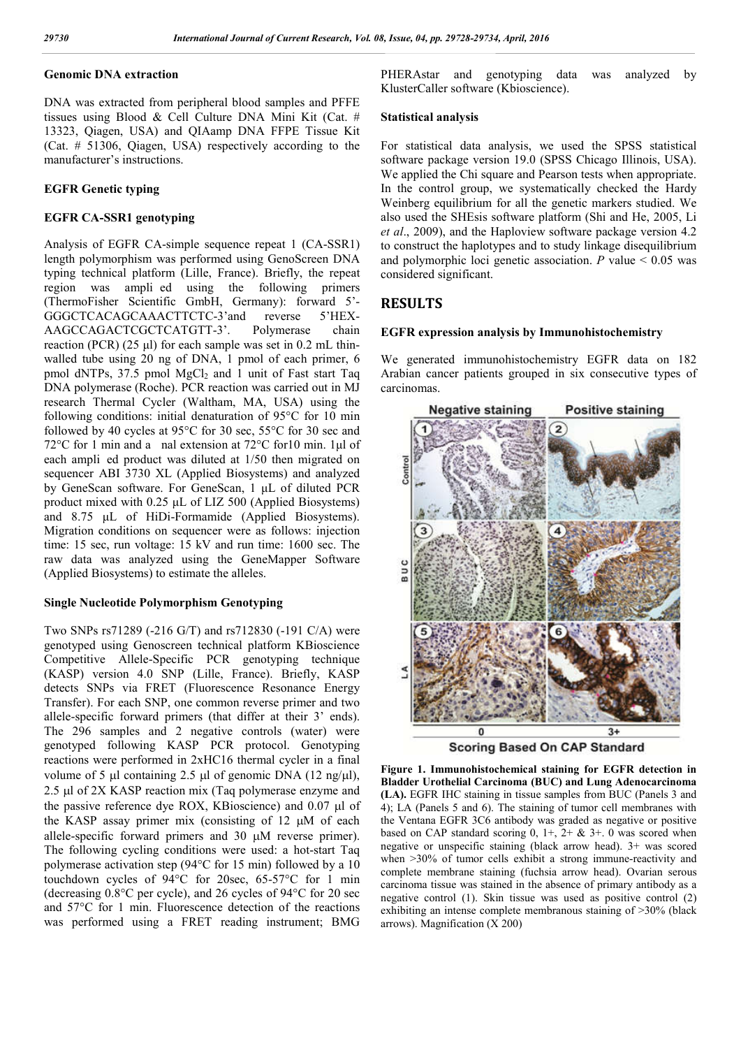### Genomic DNA extraction

DNA was extracted from peripheral blood samples and PFFE tissues using Blood & Cell Culture DNA Mini Kit (Cat. # 13323, Qiagen, USA) and QIAamp DNA FFPE Tissue Kit (Cat. # 51306, Qiagen, USA) respectively according to the manufacturer's instructions.

### EGFR Genetic typing

### EGFR CA-SSR1 genotyping

Analysis of EGFR CA-simple sequence repeat 1 (CA-SSR1) length polymorphism was performed using GenoScreen DNA typing technical platform (Lille, France). Briefly, the repeat region was ampli ed using the following primers (ThermoFisher Scientific GmbH, Germany): forward 5'-GGGCTCACAGCAAACTTCTC-3'and reverse 5'HEX-AAGCCAGACTCGCTCATGTT-3'. Polymerase chain reaction (PCR) (25 µl) for each sample was set in 0.2 mL thin-walled tube using 20 ng of DNA, 1 pmol of each primer, 6 pmol dNTPs, 37.5 pmol $MgCl_2$ and 1 unit of Fast start Taq DNA polymerase (Roche). PCR reaction was carried out in MJ research Thermal Cycler (Waltham, MA, USA) using the following conditions: initial denaturation of 95°C for 10 min followed by 40 cycles at 95°C for 30 sec, 55°C for 30 sec and 72°C for 1 min and a nal extension at 72°C for10 min. 1µl of each ampli ed product was diluted at 1/50 then migrated on sequencer ABI 3730 XL (Applied Biosystems) and analyzed by GeneScan software. For GeneScan, 1 µL of diluted PCR product mixed with 0.25 µL of LIZ 500 (Applied Biosystems) and 8.75 µL of HiDi-Formamide (Applied Biosystems). Migration conditions on sequencer were as follows: injection time: 15 sec, run voltage: 15 kV and run time: 1600 sec. The raw data was analyzed using the GeneMapper Software (Applied Biosystems) to estimate the alleles.

### Single Nucleotide Polymorphism Genotyping

Two SNPs rs71289 (-216 G/T) and rs712830 (-191 C/A) were genotyped using Genoscreen technical platform KBioscience Competitive Allele-Specific PCR genotyping technique (KASP) version 4.0 SNP (Lille, France). Briefly, KASP detects SNPs via FRET (Fluorescence Resonance Energy Transfer). For each SNP, one common reverse primer and two allele-specific forward primers (that differ at their 3' ends). The 296 samples and 2 negative controls (water) were genotyped following KASP PCR protocol. Genotyping reactions were performed in 2xHC16 thermal cycler in a final volume of 5 µl containing 2.5 µl of genomic DNA (12 ng/µl), 2.5 µl of 2X KASP reaction mix (Taq polymerase enzyme and the passive reference dye ROX, KBioscience) and 0.07 µl of the KASP assay primer mix (consisting of 12 µM of each allele-specific forward primers and 30 µM reverse primer). The following cycling conditions were used: a hot-start Taq polymerase activation step (94°C for 15 min) followed by a 10 touchdown cycles of 94°C for 20sec, 65-57°C for 1 min (decreasing 0.8°C per cycle), and 26 cycles of 94°C for 20 sec and 57°C for 1 min. Fluorescence detection of the reactions was performed using a FRET reading instrument; BMG PHERAstar and genotyping data was analyzed by KlusterCaller software (Kbioscience).

### Statistical analysis

For statistical data analysis, we used the SPSS statistical software package version 19.0 (SPSS Chicago Illinois, USA). We applied the Chi square and Pearson tests when appropriate. In the control group, we systematically checked the Hardy Weinberg equilibrium for all the genetic markers studied. We also used the SHEsis software platform (Shi and He, 2005, Li *et al*., 2009), and the Haploview software package version 4.2 to construct the haplotypes and to study linkage disequilibrium and polymorphic loci genetic association. $P$ value $< 0.05$ was considered significant.

## RESULTS

### EGFR expression analysis by Immunohistochemistry

We generated immunohistochemistry EGFR data on 182 Arabian cancer patients grouped in six consecutive types of carcinomas.

**Figure 1. Immunohistochemical staining for EGFR detection in Bladder Urothelial Carcinoma (BUC) and Lung Adenocarcinoma (LA).** EGFR IHC staining in tissue samples from BUC (Panels 3 and 4); LA (Panels 5 and 6). The staining of tumor cell membranes with the Ventana EGFR 3C6 antibody was graded as negative or positive based on CAP standard scoring 0, 1+, 2+ & 3+. 0 was scored when negative or unspecific staining (black arrow head). 3+ was scored when >30% of tumor cells exhibit a strong immune-reactivity and complete membrane staining (fuchsia arrow head). Ovarian serous carcinoma tissue was stained in the absence of primary antibody as a negative control (1). Skin tissue was used as positive control (2) exhibiting an intense complete membranous staining of >30% (black arrows). Magnification (X 200)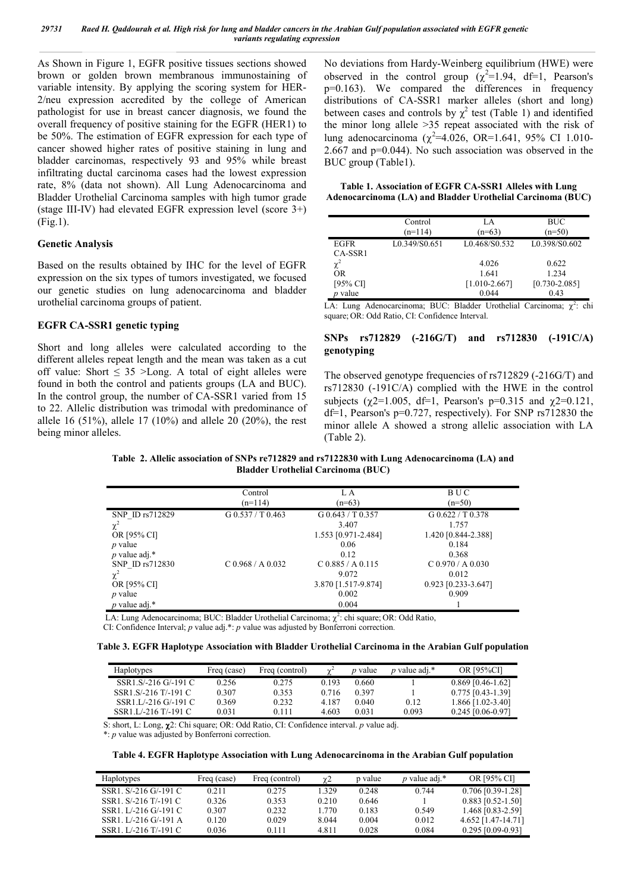As Shown in Figure 1, EGFR positive tissues sections showed brown or golden brown membranous immunostaining of variable intensity. By applying the scoring system for HER-2/neu expression accredited by the college of American pathologist for use in breast cancer diagnosis, we found the overall frequency of positive staining for the EGFR (HER1) to be 50%. The estimation of EGFR expression for each type of cancer showed higher rates of positive staining in lung and bladder carcinomas, respectively 93 and 95% while breast infiltrating ductal carcinoma cases had the lowest expression rate, 8% (data not shown). All Lung Adenocarcinoma and Bladder Urothelial Carcinoma samples with high tumor grade (stage III-IV) had elevated EGFR expression level (score 3+) (Fig.1).

### Genetic Analysis

Based on the results obtained by IHC for the level of EGFR expression on the six types of tumors investigated, we focused our genetic studies on lung adenocarcinoma and bladder urothelial carcinoma groups of patient.

### EGFR CA-SSR1 genetic typing

Short and long alleles were calculated according to the different alleles repeat length and the mean was taken as a cut off value: Short ≤ 35 >Long. A total of eight alleles were found in both the control and patients groups (LA and BUC). In the control group, the number of CA-SSR1 varied from 15 to 22. Allelic distribution was trimodal with predominance of allele 16 (51%), allele 17 (10%) and allele 20 (20%), the rest being minor alleles.

No deviations from Hardy-Weinberg equilibrium (HWE) were observed in the control group ($\chi^2$=1.94, df=1, Pearson's p=0.163). We compared the differences in frequency distributions of CA-SSR1 marker alleles (short and long) between cases and controls by $\chi^2$ test (Table 1) and identified the minor long allele >35 repeat associated with the risk of lung adenocarcinoma ($\chi^2$=4.026, OR=1.641, 95% CI 1.010-2.667 and p=0.044). No such association was observed in the BUC group (Table1).

**Table 1. Association of EGFR CA-SSR1 Alleles with Lung Adenocarcinoma (LA) and Bladder Urothelial Carcinoma (BUC)**

| | Control (n=114) | LA (n=63) | BUC (n=50) |
|---|---|---|---|
| EGFR CA-SSR1 | L0.349/S0.651 | L0.468/S0.532 | L0.398/S0.602 |
| $\chi^2$ | | 4.026 | 0.622 |
| OR | | 1.641 | 1.234 |
| [95% CI] | | [1.010-2.667] | [0.730-2.085] |
| *p* value | | 0.044 | 0.43 |

LA: Lung Adenocarcinoma; BUC: Bladder Urothelial Carcinoma; $\chi^2$: chi square; OR: Odd Ratio, CI: Confidence Interval.

### SNPs rs712829 (-216G/T) and rs712830 (-191C/A) genotyping

The observed genotype frequencies of rs712829 (-216G/T) and rs712830 (-191C/A) complied with the HWE in the control subjects ($\chi$2=1.005, df=1, Pearson's p=0.315 and $\chi$2=0.121, df=1, Pearson's p=0.727, respectively). For SNP rs712830 the minor allele A showed a strong allelic association with LA (Table 2).

**Table 2. Allelic association of SNPs re712829 and rs7122830 with Lung Adenocarcinoma (LA) and Bladder Urothelial Carcinoma (BUC)**

| | Control (n=114) | L A (n=63) | B U C (n=50) |
|---|---|---|---|
| SNP_ID rs712829 | G 0.537 / T 0.463 | G 0.643 / T 0.357 | G 0.622 / T 0.378 |
| $\chi^2$ | | 3.407 | 1.757 |
| OR [95% CI] | | 1.553 [0.971-2.484] | 1.420 [0.844-2.388] |
| *p* value | | 0.06 | 0.184 |
| *p* value adj.* | | 0.12 | 0.368 |
| SNP_ID rs712830 | C 0.968 / A 0.032 | C 0.885 / A 0.115 | C 0.970 / A 0.030 |
| $\chi^2$ | | 9.072 | 0.012 |
| OR [95% CI] | | 3.870 [1.517-9.874] | 0.923 [0.233-3.647] |
| *p* value | | 0.002 | 0.909 |
| *p* value adj.* | | 0.004 | 1 |

LA: Lung Adenocarcinoma; BUC: Bladder Urothelial Carcinoma; $\chi^2$: chi square; OR: Odd Ratio, CI: Confidence Interval; *p* value adj.*: *p* value was adjusted by Bonferroni correction.

**Table 3. EGFR Haplotype Association with Bladder Urothelial Carcinoma in the Arabian Gulf population**

| Haplotypes | Freq (case) | Freq (control) | $\chi^2$ | *p* value | *p* value adj.* | OR [95%CI] |
|---|---|---|---|---|---|---|
| SSR1.S/-216 G/-191 C | 0.256 | 0.275 | 0.193 | 0.660 | 1 | 0.869 [0.46-1.62] |
| SSR1.S/-216 T/-191 C | 0.307 | 0.353 | 0.716 | 0.397 | 1 | 0.775 [0.43-1.39] |
| SSR1.L/-216 G/-191 C | 0.369 | 0.232 | 4.187 | 0.040 | 0.12 | 1.866 [1.02-3.40] |
| SSR1.L/-216 T/-191 C | 0.031 | 0.111 | 4.603 | 0.031 | 0.093 | 0.245 [0.06-0.97] |

S: short, L: Long, $\chi$2: Chi square; OR: Odd Ratio, CI: Confidence interval. *p* value adj.
*: *p* value was adjusted by Bonferroni correction.

**Table 4. EGFR Haplotype Association with Lung Adenocarcinoma in the Arabian Gulf population**

| Haplotypes | Freq (case) | Freq (control) | $\chi$2 | p value | *p* value adj.* | OR [95% CI] |
|---|---|---|---|---|---|---|
| SSR1. S/-216 G/-191 C | 0.211 | 0.275 | 1.329 | 0.248 | 0.744 | 0.706 [0.39-1.28] |
| SSR1. S/-216 T/-191 C | 0.326 | 0.353 | 0.210 | 0.646 | 1 | 0.883 [0.52-1.50] |
| SSR1. L/-216 G/-191 C | 0.307 | 0.232 | 1.770 | 0.183 | 0.549 | 1.468 [0.83-2.59] |
| SSR1. L/-216 G/-191 A | 0.120 | 0.029 | 8.044 | 0.004 | 0.012 | 4.652 [1.47-14.71] |
| SSR1. L/-216 T/-191 C | 0.036 | 0.111 | 4.811 | 0.028 | 0.084 | 0.295 [0.09-0.93] |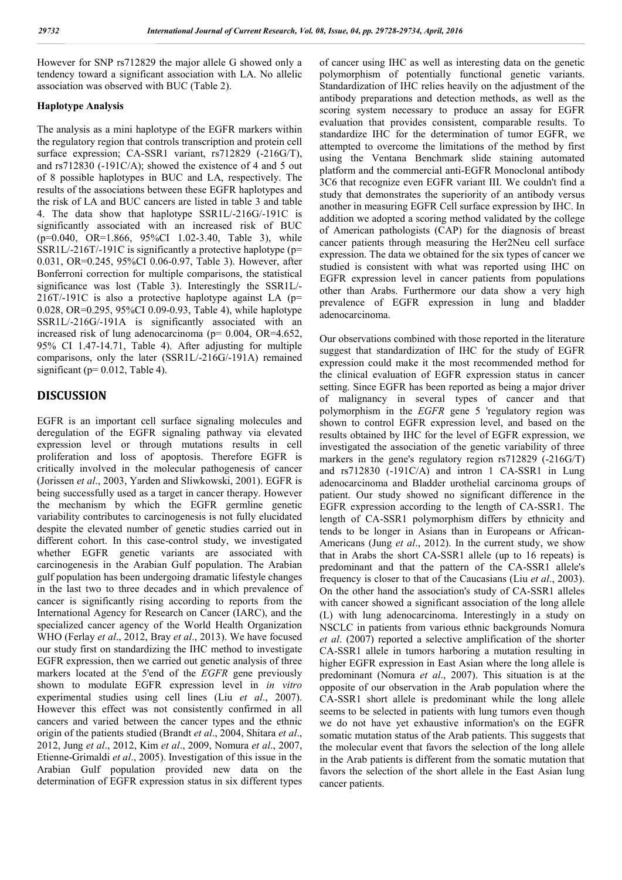However for SNP rs712829 the major allele G showed only a tendency toward a significant association with LA. No allelic association was observed with BUC (Table 2).

### Haplotype Analysis

The analysis as a mini haplotype of the EGFR markers within the regulatory region that controls transcription and protein cell surface expression; CA-SSR1 variant, rs712829 (-216G/T), and rs712830 (-191C/A); showed the existence of 4 and 5 out of 8 possible haplotypes in BUC and LA, respectively. The results of the associations between these EGFR haplotypes and the risk of LA and BUC cancers are listed in table 3 and table 4. The data show that haplotype SSR1L/-216G/-191C is significantly associated with an increased risk of BUC (p=0.040, OR=1.866, 95%CI 1.02-3.40, Table 3), while SSR1L/-216T/-191C is significantly a protective haplotype (p= 0.031, OR=0.245, 95%CI 0.06-0.97, Table 3). However, after Bonferroni correction for multiple comparisons, the statistical significance was lost (Table 3). Interestingly the SSR1L/-216T/-191C is also a protective haplotype against LA (p= 0.028, OR=0.295, 95%CI 0.09-0.93, Table 4), while haplotype SSR1L/-216G/-191A is significantly associated with an increased risk of lung adenocarcinoma (p= 0.004, OR=4.652, 95% CI 1.47-14.71, Table 4). After adjusting for multiple comparisons, only the later (SSR1L/-216G/-191A) remained significant (p= 0.012, Table 4).

## DISCUSSION

EGFR is an important cell surface signaling molecules and deregulation of the EGFR signaling pathway via elevated expression level or through mutations results in cell proliferation and loss of apoptosis. Therefore EGFR is critically involved in the molecular pathogenesis of cancer (Jorissen *et al*., 2003, Yarden and Sliwkowski, 2001). EGFR is being successfully used as a target in cancer therapy. However the mechanism by which the EGFR germline genetic variability contributes to carcinogenesis is not fully elucidated despite the elevated number of genetic studies carried out in different cohort. In this case-control study, we investigated whether EGFR genetic variants are associated with carcinogenesis in the Arabian Gulf population. The Arabian gulf population has been undergoing dramatic lifestyle changes in the last two to three decades and in which prevalence of cancer is significantly rising according to reports from the International Agency for Research on Cancer (IARC), and the specialized cancer agency of the World Health Organization WHO (Ferlay *et al*., 2012, Bray *et al*., 2013). We have focused our study first on standardizing the IHC method to investigate EGFR expression, then we carried out genetic analysis of three markers located at the 5'end of the *EGFR* gene previously shown to modulate EGFR expression level in *in vitro* experimental studies using cell lines (Liu *et al*., 2007). However this effect was not consistently confirmed in all cancers and varied between the cancer types and the ethnic origin of the patients studied (Brandt *et al*., 2004, Shitara *et al*., 2012, Jung *et al*., 2012, Kim *et al*., 2009, Nomura *et al*., 2007, Etienne-Grimaldi *et al*., 2005). Investigation of this issue in the Arabian Gulf population provided new data on the determination of EGFR expression status in six different types of cancer using IHC as well as interesting data on the genetic polymorphism of potentially functional genetic variants. Standardization of IHC relies heavily on the adjustment of the antibody preparations and detection methods, as well as the scoring system necessary to produce an assay for EGFR evaluation that provides consistent, comparable results. To standardize IHC for the determination of tumor EGFR, we attempted to overcome the limitations of the method by first using the Ventana Benchmark slide staining automated platform and the commercial anti-EGFR Monoclonal antibody 3C6 that recognize even EGFR variant III. We couldn't find a study that demonstrates the superiority of an antibody versus another in measuring EGFR Cell surface expression by IHC. In addition we adopted a scoring method validated by the college of American pathologists (CAP) for the diagnosis of breast cancer patients through measuring the Her2Neu cell surface expression. The data we obtained for the six types of cancer we studied is consistent with what was reported using IHC on EGFR expression level in cancer patients from populations other than Arabs. Furthermore our data show a very high prevalence of EGFR expression in lung and bladder adenocarcinoma.

Our observations combined with those reported in the literature suggest that standardization of IHC for the study of EGFR expression could make it the most recommended method for the clinical evaluation of EGFR expression status in cancer setting. Since EGFR has been reported as being a major driver of malignancy in several types of cancer and that polymorphism in the *EGFR* gene 5 'regulatory region was shown to control EGFR expression level, and based on the results obtained by IHC for the level of EGFR expression, we investigated the association of the genetic variability of three markers in the gene's regulatory region rs712829 (-216G/T) and rs712830 (-191C/A) and intron 1 CA-SSR1 in Lung adenocarcinoma and Bladder urothelial carcinoma groups of patient. Our study showed no significant difference in the EGFR expression according to the length of CA-SSR1. The length of CA-SSR1 polymorphism differs by ethnicity and tends to be longer in Asians than in Europeans or African-Americans (Jung *et al*., 2012). In the current study, we show that in Arabs the short CA-SSR1 allele (up to 16 repeats) is predominant and that the pattern of the CA-SSR1 allele's frequency is closer to that of the Caucasians (Liu *et al*., 2003). On the other hand the association's study of CA-SSR1 alleles with cancer showed a significant association of the long allele (L) with lung adenocarcinoma. Interestingly in a study on NSCLC in patients from various ethnic backgrounds Nomura *et al*. (2007) reported a selective amplification of the shorter CA-SSR1 allele in tumors harboring a mutation resulting in higher EGFR expression in East Asian where the long allele is predominant (Nomura *et al*., 2007). This situation is at the opposite of our observation in the Arab population where the CA-SSR1 short allele is predominant while the long allele seems to be selected in patients with lung tumors even though we do not have yet exhaustive information's on the EGFR somatic mutation status of the Arab patients. This suggests that the molecular event that favors the selection of the long allele in the Arab patients is different from the somatic mutation that favors the selection of the short allele in the East Asian lung cancer patients.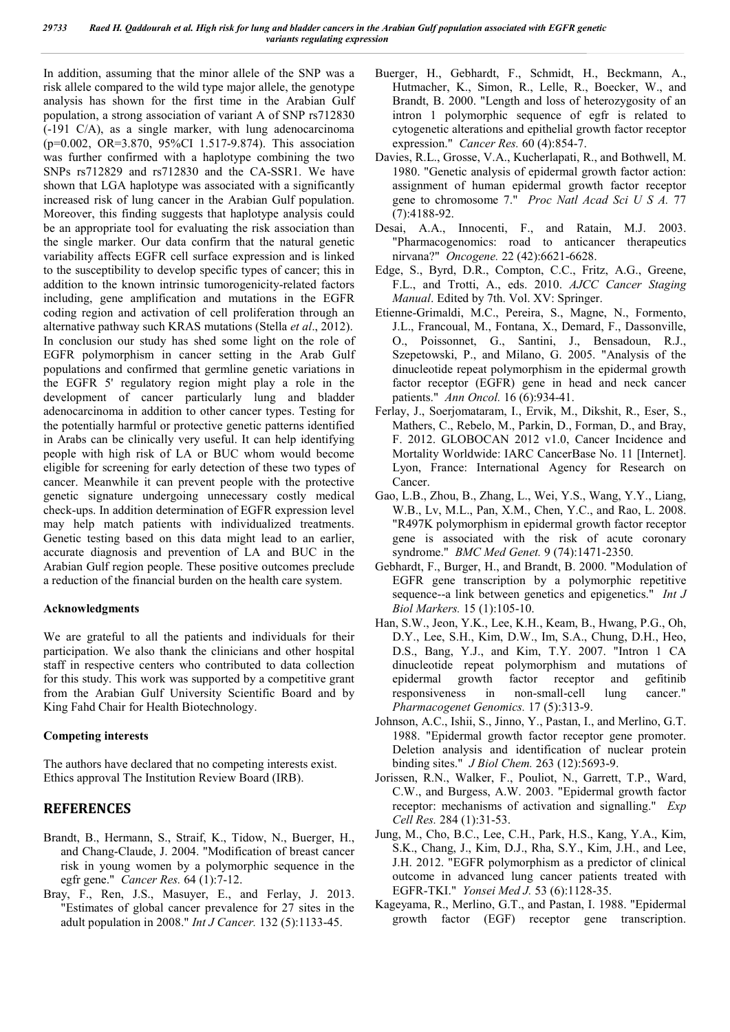In addition, assuming that the minor allele of the SNP was a risk allele compared to the wild type major allele, the genotype analysis has shown for the first time in the Arabian Gulf population, a strong association of variant A of SNP rs712830 (-191 C/A), as a single marker, with lung adenocarcinoma (p=0.002, OR=3.870, 95%CI 1.517-9.874). This association was further confirmed with a haplotype combining the two SNPs rs712829 and rs712830 and the CA-SSR1. We have shown that LGA haplotype was associated with a significantly increased risk of lung cancer in the Arabian Gulf population. Moreover, this finding suggests that haplotype analysis could be an appropriate tool for evaluating the risk association than the single marker. Our data confirm that the natural genetic variability affects EGFR cell surface expression and is linked to the susceptibility to develop specific types of cancer; this in addition to the known intrinsic tumorogenicity-related factors including, gene amplification and mutations in the EGFR coding region and activation of cell proliferation through an alternative pathway such KRAS mutations (Stella *et al*., 2012). In conclusion our study has shed some light on the role of EGFR polymorphism in cancer setting in the Arab Gulf populations and confirmed that germline genetic variations in the EGFR 5' regulatory region might play a role in the development of cancer particularly lung and bladder adenocarcinoma in addition to other cancer types. Testing for the potentially harmful or protective genetic patterns identified in Arabs can be clinically very useful. It can help identifying people with high risk of LA or BUC whom would become eligible for screening for early detection of these two types of cancer. Meanwhile it can prevent people with the protective genetic signature undergoing unnecessary costly medical check-ups. In addition determination of EGFR expression level may help match patients with individualized treatments. Genetic testing based on this data might lead to an earlier, accurate diagnosis and prevention of LA and BUC in the Arabian Gulf region people. These positive outcomes preclude a reduction of the financial burden on the health care system.

### Acknowledgments

We are grateful to all the patients and individuals for their participation. We also thank the clinicians and other hospital staff in respective centers who contributed to data collection for this study. This work was supported by a competitive grant from the Arabian Gulf University Scientific Board and by King Fahd Chair for Health Biotechnology.

### Competing interests

The authors have declared that no competing interests exist. Ethics approval The Institution Review Board (IRB).

## REFERENCES

- Brandt, B., Hermann, S., Straif, K., Tidow, N., Buerger, H., and Chang-Claude, J. 2004. "Modification of breast cancer risk in young women by a polymorphic sequence in the egfr gene." *Cancer Res.* 64 (1):7-12.
- Bray, F., Ren, J.S., Masuyer, E., and Ferlay, J. 2013. "Estimates of global cancer prevalence for 27 sites in the adult population in 2008." *Int J Cancer.* 132 (5):1133-45.
- Buerger, H., Gebhardt, F., Schmidt, H., Beckmann, A., Hutmacher, K., Simon, R., Lelle, R., Boecker, W., and Brandt, B. 2000. "Length and loss of heterozygosity of an intron 1 polymorphic sequence of egfr is related to cytogenetic alterations and epithelial growth factor receptor expression." *Cancer Res.* 60 (4):854-7.
- Davies, R.L., Grosse, V.A., Kucherlapati, R., and Bothwell, M. 1980. "Genetic analysis of epidermal growth factor action: assignment of human epidermal growth factor receptor gene to chromosome 7." *Proc Natl Acad Sci U S A.* 77 (7):4188-92.
- Desai, A.A., Innocenti, F., and Ratain, M.J. 2003. "Pharmacogenomics: road to anticancer therapeutics nirvana?" *Oncogene.* 22 (42):6621-6628.
- Edge, S., Byrd, D.R., Compton, C.C., Fritz, A.G., Greene, F.L., and Trotti, A., eds. 2010. *AJCC Cancer Staging Manual*. Edited by 7th. Vol. XV: Springer.
- Etienne-Grimaldi, M.C., Pereira, S., Magne, N., Formento, J.L., Francoual, M., Fontana, X., Demard, F., Dassonville, O., Poissonnet, G., Santini, J., Bensadoun, R.J., Szepetowski, P., and Milano, G. 2005. "Analysis of the dinucleotide repeat polymorphism in the epidermal growth factor receptor (EGFR) gene in head and neck cancer patients." *Ann Oncol.* 16 (6):934-41.
- Ferlay, J., Soerjomataram, I., Ervik, M., Dikshit, R., Eser, S., Mathers, C., Rebelo, M., Parkin, D., Forman, D., and Bray, F. 2012. GLOBOCAN 2012 v1.0, Cancer Incidence and Mortality Worldwide: IARC CancerBase No. 11 [Internet]. Lyon, France: International Agency for Research on Cancer.
- Gao, L.B., Zhou, B., Zhang, L., Wei, Y.S., Wang, Y.Y., Liang, W.B., Lv, M.L., Pan, X.M., Chen, Y.C., and Rao, L. 2008. "R497K polymorphism in epidermal growth factor receptor gene is associated with the risk of acute coronary syndrome." *BMC Med Genet.* 9 (74):1471-2350.
- Gebhardt, F., Burger, H., and Brandt, B. 2000. "Modulation of EGFR gene transcription by a polymorphic repetitive sequence--a link between genetics and epigenetics." *Int J Biol Markers.* 15 (1):105-10.
- Han, S.W., Jeon, Y.K., Lee, K.H., Keam, B., Hwang, P.G., Oh, D.Y., Lee, S.H., Kim, D.W., Im, S.A., Chung, D.H., Heo, D.S., Bang, Y.J., and Kim, T.Y. 2007. "Intron 1 CA dinucleotide repeat polymorphism and mutations of epidermal growth factor receptor and gefitinib responsiveness in non-small-cell lung cancer." *Pharmacogenet Genomics.* 17 (5):313-9.
- Johnson, A.C., Ishii, S., Jinno, Y., Pastan, I., and Merlino, G.T. 1988. "Epidermal growth factor receptor gene promoter. Deletion analysis and identification of nuclear protein binding sites." *J Biol Chem.* 263 (12):5693-9.
- Jorissen, R.N., Walker, F., Pouliot, N., Garrett, T.P., Ward, C.W., and Burgess, A.W. 2003. "Epidermal growth factor receptor: mechanisms of activation and signalling." *Exp Cell Res.* 284 (1):31-53.
- Jung, M., Cho, B.C., Lee, C.H., Park, H.S., Kang, Y.A., Kim, S.K., Chang, J., Kim, D.J., Rha, S.Y., Kim, J.H., and Lee, J.H. 2012. "EGFR polymorphism as a predictor of clinical outcome in advanced lung cancer patients treated with EGFR-TKI." *Yonsei Med J.* 53 (6):1128-35.
- Kageyama, R., Merlino, G.T., and Pastan, I. 1988. "Epidermal growth factor (EGF) receptor gene transcription.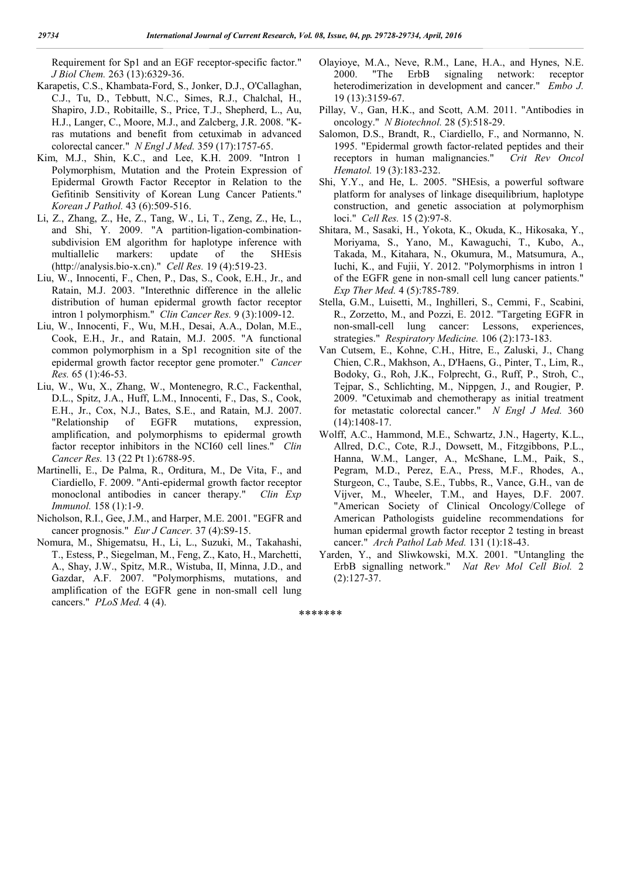Requirement for Sp1 and an EGF receptor-specific factor." *J Biol Chem.* 263 (13):6329-36.

Karapetis, C.S., Khambata-Ford, S., Jonker, D.J., O'Callaghan, C.J., Tu, D., Tebbutt, N.C., Simes, R.J., Chalchal, H., Shapiro, J.D., Robitaille, S., Price, T.J., Shepherd, L., Au, H.J., Langer, C., Moore, M.J., and Zalcberg, J.R. 2008. "K-ras mutations and benefit from cetuximab in advanced colorectal cancer." *N Engl J Med.* 359 (17):1757-65.

Kim, M.J., Shin, K.C., and Lee, K.H. 2009. "Intron 1 Polymorphism, Mutation and the Protein Expression of Epidermal Growth Factor Receptor in Relation to the Gefitinib Sensitivity of Korean Lung Cancer Patients." *Korean J Pathol.* 43 (6):509-516.

Li, Z., Zhang, Z., He, Z., Tang, W., Li, T., Zeng, Z., He, L., and Shi, Y. 2009. "A partition-ligation-combination-subdivision EM algorithm for haplotype inference with multiallelic markers: update of the SHEsis (http://analysis.bio-x.cn)." *Cell Res.* 19 (4):519-23.

Liu, W., Innocenti, F., Chen, P., Das, S., Cook, E.H., Jr., and Ratain, M.J. 2003. "Interethnic difference in the allelic distribution of human epidermal growth factor receptor intron 1 polymorphism." *Clin Cancer Res.* 9 (3):1009-12.

Liu, W., Innocenti, F., Wu, M.H., Desai, A.A., Dolan, M.E., Cook, E.H., Jr., and Ratain, M.J. 2005. "A functional common polymorphism in a Sp1 recognition site of the epidermal growth factor receptor gene promoter." *Cancer Res.* 65 (1):46-53.

Liu, W., Wu, X., Zhang, W., Montenegro, R.C., Fackenthal, D.L., Spitz, J.A., Huff, L.M., Innocenti, F., Das, S., Cook, E.H., Jr., Cox, N.J., Bates, S.E., and Ratain, M.J. 2007. "Relationship of EGFR mutations, expression, amplification, and polymorphisms to epidermal growth factor receptor inhibitors in the NCI60 cell lines." *Clin Cancer Res.* 13 (22 Pt 1):6788-95.

Martinelli, E., De Palma, R., Orditura, M., De Vita, F., and Ciardiello, F. 2009. "Anti-epidermal growth factor receptor monoclonal antibodies in cancer therapy." *Clin Exp Immunol.* 158 (1):1-9.

Nicholson, R.I., Gee, J.M., and Harper, M.E. 2001. "EGFR and cancer prognosis." *Eur J Cancer.* 37 (4):S9-15.

Nomura, M., Shigematsu, H., Li, L., Suzuki, M., Takahashi, T., Estess, P., Siegelman, M., Feng, Z., Kato, H., Marchetti, A., Shay, J.W., Spitz, M.R., Wistuba, II, Minna, J.D., and Gazdar, A.F. 2007. "Polymorphisms, mutations, and amplification of the EGFR gene in non-small cell lung cancers." *PLoS Med.* 4 (4).

Olayioye, M.A., Neve, R.M., Lane, H.A., and Hynes, N.E. 2000. "The ErbB signaling network: receptor heterodimerization in development and cancer." *Embo J.* 19 (13):3159-67.

Pillay, V., Gan, H.K., and Scott, A.M. 2011. "Antibodies in oncology." *N Biotechnol.* 28 (5):518-29.

Salomon, D.S., Brandt, R., Ciardiello, F., and Normanno, N. 1995. "Epidermal growth factor-related peptides and their receptors in human malignancies." *Crit Rev Oncol Hematol.* 19 (3):183-232.

Shi, Y.Y., and He, L. 2005. "SHEsis, a powerful software platform for analyses of linkage disequilibrium, haplotype construction, and genetic association at polymorphism loci." *Cell Res.* 15 (2):97-8.

Shitara, M., Sasaki, H., Yokota, K., Okuda, K., Hikosaka, Y., Moriyama, S., Yano, M., Kawaguchi, T., Kubo, A., Takada, M., Kitahara, N., Okumura, M., Matsumura, A., Iuchi, K., and Fujii, Y. 2012. "Polymorphisms in intron 1 of the EGFR gene in non-small cell lung cancer patients." *Exp Ther Med.* 4 (5):785-789.

Stella, G.M., Luisetti, M., Inghilleri, S., Cemmi, F., Scabini, R., Zorzetto, M., and Pozzi, E. 2012. "Targeting EGFR in non-small-cell lung cancer: Lessons, experiences, strategies." *Respiratory Medicine.* 106 (2):173-183.

Van Cutsem, E., Kohne, C.H., Hitre, E., Zaluski, J., Chang Chien, C.R., Makhson, A., D'Haens, G., Pinter, T., Lim, R., Bodoky, G., Roh, J.K., Folprecht, G., Ruff, P., Stroh, C., Tejpar, S., Schlichting, M., Nippgen, J., and Rougier, P. 2009. "Cetuximab and chemotherapy as initial treatment for metastatic colorectal cancer." *N Engl J Med.* 360 (14):1408-17.

Wolff, A.C., Hammond, M.E., Schwartz, J.N., Hagerty, K.L., Allred, D.C., Cote, R.J., Dowsett, M., Fitzgibbons, P.L., Hanna, W.M., Langer, A., McShane, L.M., Paik, S., Pegram, M.D., Perez, E.A., Press, M.F., Rhodes, A., Sturgeon, C., Taube, S.E., Tubbs, R., Vance, G.H., van de Vijver, M., Wheeler, T.M., and Hayes, D.F. 2007. "American Society of Clinical Oncology/College of American Pathologists guideline recommendations for human epidermal growth factor receptor 2 testing in breast cancer." *Arch Pathol Lab Med.* 131 (1):18-43.

Yarden, Y., and Sliwkowski, M.X. 2001. "Untangling the ErbB signalling network." *Nat Rev Mol Cell Biol.* 2 (2):127-37.

\*\*\*\*\*\*\*